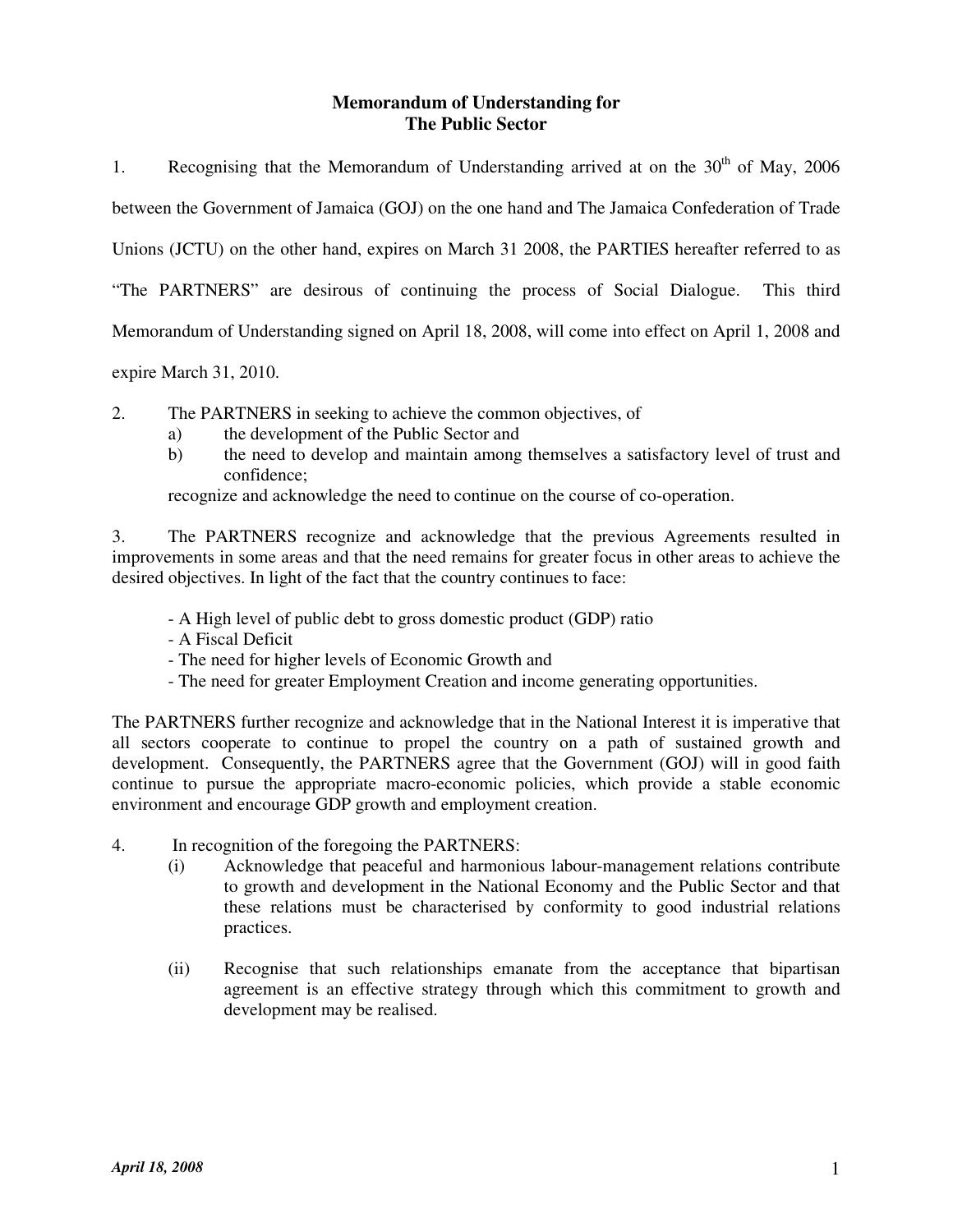# Memorandum of Understanding for The Public Sector

1. Recognising that the Memorandum of Understanding arrived at on the 30th of May, 2006 between the Government of Jamaica (GOJ) on the one hand and The Jamaica Confederation of Trade Unions (JCTU) on the other hand, expires on March 31 2008, the PARTIES hereafter referred to as "The PARTNERS" are desirous of continuing the process of Social Dialogue. This third Memorandum of Understanding signed on April 18, 2008, will come into effect on April 1, 2008 and expire March 31, 2010.

2. The PARTNERS in seeking to achieve the common objectives, of
   a) the development of the Public Sector and
   b) the need to develop and maintain among themselves a satisfactory level of trust and confidence;

   recognize and acknowledge the need to continue on the course of co-operation.

3. The PARTNERS recognize and acknowledge that the previous Agreements resulted in improvements in some areas and that the need remains for greater focus in other areas to achieve the desired objectives. In light of the fact that the country continues to face:

   - A High level of public debt to gross domestic product (GDP) ratio
   - A Fiscal Deficit
   - The need for higher levels of Economic Growth and
   - The need for greater Employment Creation and income generating opportunities.

The PARTNERS further recognize and acknowledge that in the National Interest it is imperative that all sectors cooperate to continue to propel the country on a path of sustained growth and development. Consequently, the PARTNERS agree that the Government (GOJ) will in good faith continue to pursue the appropriate macro-economic policies, which provide a stable economic environment and encourage GDP growth and employment creation.

4. In recognition of the foregoing the PARTNERS:
   (i) Acknowledge that peaceful and harmonious labour-management relations contribute to growth and development in the National Economy and the Public Sector and that these relations must be characterised by conformity to good industrial relations practices.

   (ii) Recognise that such relationships emanate from the acceptance that bipartisan agreement is an effective strategy through which this commitment to growth and development may be realised.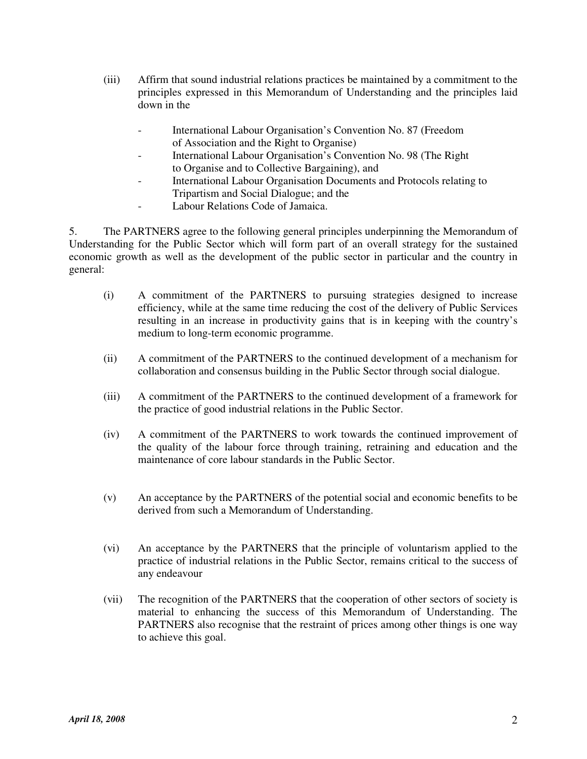(iii) Affirm that sound industrial relations practices be maintained by a commitment to the principles expressed in this Memorandum of Understanding and the principles laid down in the

- International Labour Organisation's Convention No. 87 (Freedom of Association and the Right to Organise)
- International Labour Organisation's Convention No. 98 (The Right to Organise and to Collective Bargaining), and
- International Labour Organisation Documents and Protocols relating to Tripartism and Social Dialogue; and the
- Labour Relations Code of Jamaica.

5. The PARTNERS agree to the following general principles underpinning the Memorandum of Understanding for the Public Sector which will form part of an overall strategy for the sustained economic growth as well as the development of the public sector in particular and the country in general:

(i) A commitment of the PARTNERS to pursuing strategies designed to increase efficiency, while at the same time reducing the cost of the delivery of Public Services resulting in an increase in productivity gains that is in keeping with the country's medium to long-term economic programme.

(ii) A commitment of the PARTNERS to the continued development of a mechanism for collaboration and consensus building in the Public Sector through social dialogue.

(iii) A commitment of the PARTNERS to the continued development of a framework for the practice of good industrial relations in the Public Sector.

(iv) A commitment of the PARTNERS to work towards the continued improvement of the quality of the labour force through training, retraining and education and the maintenance of core labour standards in the Public Sector.

(v) An acceptance by the PARTNERS of the potential social and economic benefits to be derived from such a Memorandum of Understanding.

(vi) An acceptance by the PARTNERS that the principle of voluntarism applied to the practice of industrial relations in the Public Sector, remains critical to the success of any endeavour

(vii) The recognition of the PARTNERS that the cooperation of other sectors of society is material to enhancing the success of this Memorandum of Understanding. The PARTNERS also recognise that the restraint of prices among other things is one way to achieve this goal.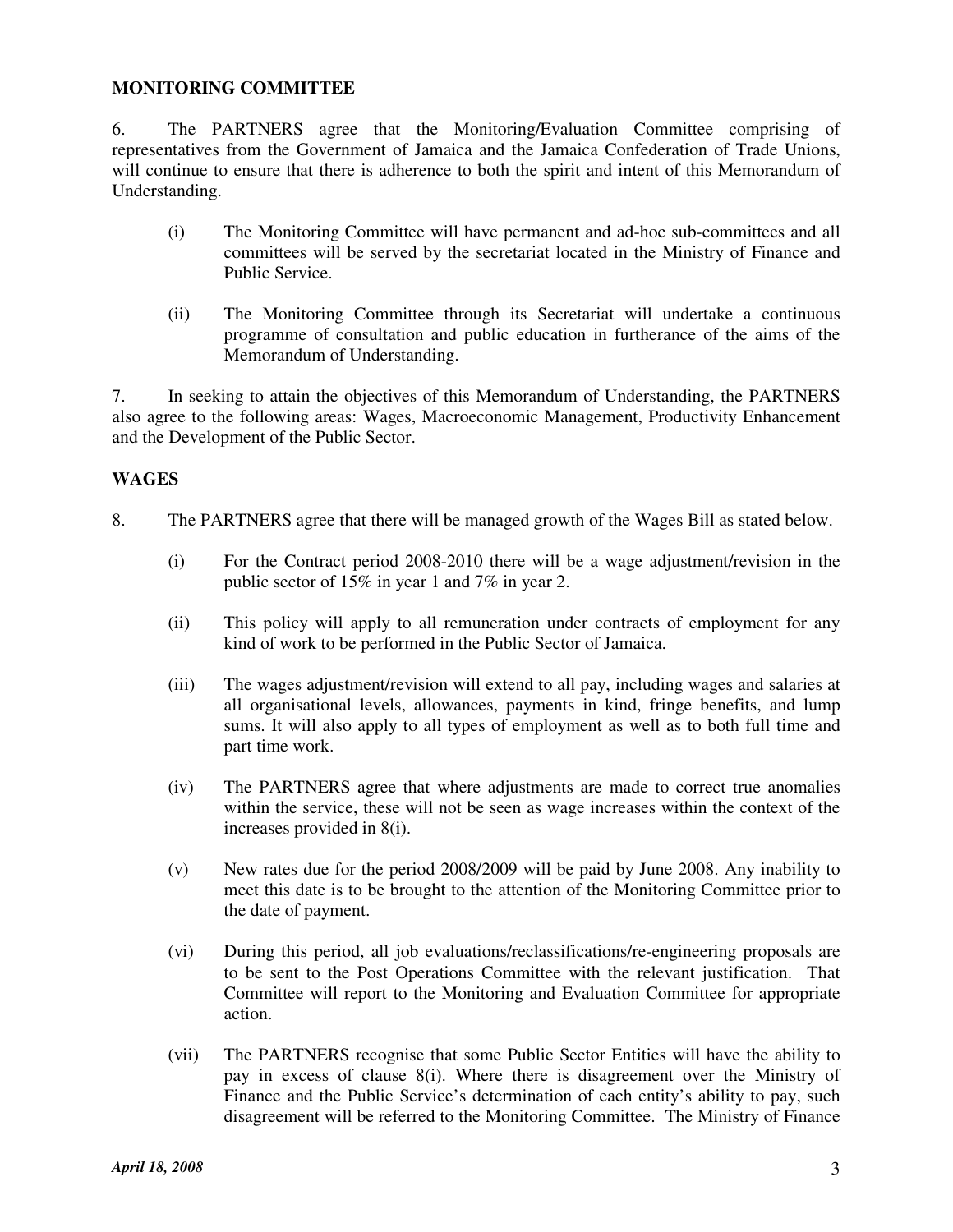**MONITORING COMMITTEE**

6. The PARTNERS agree that the Monitoring/Evaluation Committee comprising of representatives from the Government of Jamaica and the Jamaica Confederation of Trade Unions, will continue to ensure that there is adherence to both the spirit and intent of this Memorandum of Understanding.

(i) The Monitoring Committee will have permanent and ad-hoc sub-committees and all committees will be served by the secretariat located in the Ministry of Finance and Public Service.

(ii) The Monitoring Committee through its Secretariat will undertake a continuous programme of consultation and public education in furtherance of the aims of the Memorandum of Understanding.

7. In seeking to attain the objectives of this Memorandum of Understanding, the PARTNERS also agree to the following areas: Wages, Macroeconomic Management, Productivity Enhancement and the Development of the Public Sector.

**WAGES**

8. The PARTNERS agree that there will be managed growth of the Wages Bill as stated below.

(i) For the Contract period 2008-2010 there will be a wage adjustment/revision in the public sector of 15% in year 1 and 7% in year 2.

(ii) This policy will apply to all remuneration under contracts of employment for any kind of work to be performed in the Public Sector of Jamaica.

(iii) The wages adjustment/revision will extend to all pay, including wages and salaries at all organisational levels, allowances, payments in kind, fringe benefits, and lump sums. It will also apply to all types of employment as well as to both full time and part time work.

(iv) The PARTNERS agree that where adjustments are made to correct true anomalies within the service, these will not be seen as wage increases within the context of the increases provided in 8(i).

(v) New rates due for the period 2008/2009 will be paid by June 2008. Any inability to meet this date is to be brought to the attention of the Monitoring Committee prior to the date of payment.

(vi) During this period, all job evaluations/reclassifications/re-engineering proposals are to be sent to the Post Operations Committee with the relevant justification. That Committee will report to the Monitoring and Evaluation Committee for appropriate action.

(vii) The PARTNERS recognise that some Public Sector Entities will have the ability to pay in excess of clause 8(i). Where there is disagreement over the Ministry of Finance and the Public Service's determination of each entity's ability to pay, such disagreement will be referred to the Monitoring Committee. The Ministry of Finance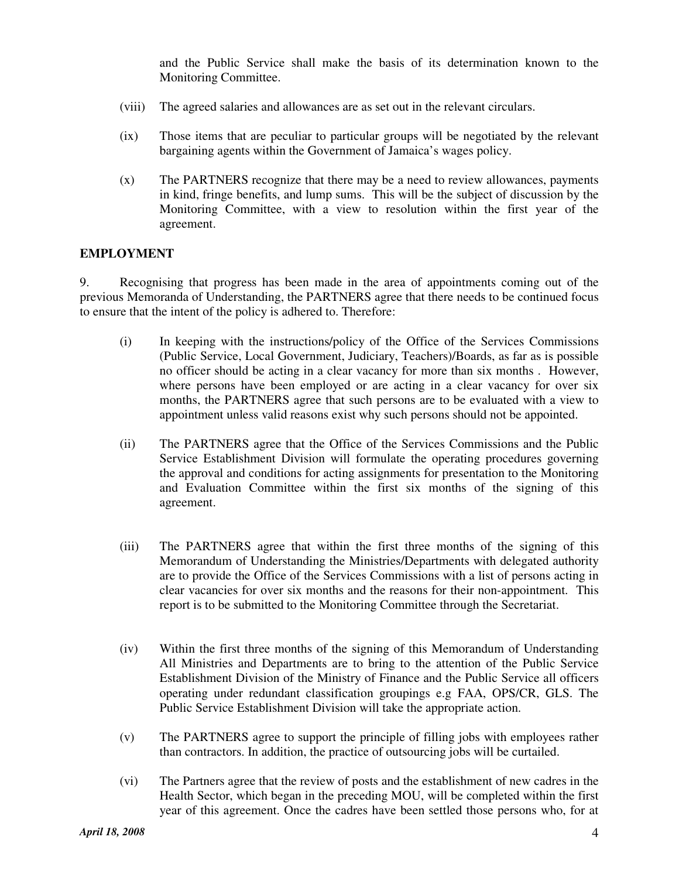and the Public Service shall make the basis of its determination known to the Monitoring Committee.

(viii) The agreed salaries and allowances are as set out in the relevant circulars.

(ix) Those items that are peculiar to particular groups will be negotiated by the relevant bargaining agents within the Government of Jamaica's wages policy.

(x) The PARTNERS recognize that there may be a need to review allowances, payments in kind, fringe benefits, and lump sums. This will be the subject of discussion by the Monitoring Committee, with a view to resolution within the first year of the agreement.

**EMPLOYMENT**

9. Recognising that progress has been made in the area of appointments coming out of the previous Memoranda of Understanding, the PARTNERS agree that there needs to be continued focus to ensure that the intent of the policy is adhered to. Therefore:

(i) In keeping with the instructions/policy of the Office of the Services Commissions (Public Service, Local Government, Judiciary, Teachers)/Boards, as far as is possible no officer should be acting in a clear vacancy for more than six months . However, where persons have been employed or are acting in a clear vacancy for over six months, the PARTNERS agree that such persons are to be evaluated with a view to appointment unless valid reasons exist why such persons should not be appointed.

(ii) The PARTNERS agree that the Office of the Services Commissions and the Public Service Establishment Division will formulate the operating procedures governing the approval and conditions for acting assignments for presentation to the Monitoring and Evaluation Committee within the first six months of the signing of this agreement.

(iii) The PARTNERS agree that within the first three months of the signing of this Memorandum of Understanding the Ministries/Departments with delegated authority are to provide the Office of the Services Commissions with a list of persons acting in clear vacancies for over six months and the reasons for their non-appointment. This report is to be submitted to the Monitoring Committee through the Secretariat.

(iv) Within the first three months of the signing of this Memorandum of Understanding All Ministries and Departments are to bring to the attention of the Public Service Establishment Division of the Ministry of Finance and the Public Service all officers operating under redundant classification groupings e.g FAA, OPS/CR, GLS. The Public Service Establishment Division will take the appropriate action.

(v) The PARTNERS agree to support the principle of filling jobs with employees rather than contractors. In addition, the practice of outsourcing jobs will be curtailed.

(vi) The Partners agree that the review of posts and the establishment of new cadres in the Health Sector, which began in the preceding MOU, will be completed within the first year of this agreement. Once the cadres have been settled those persons who, for at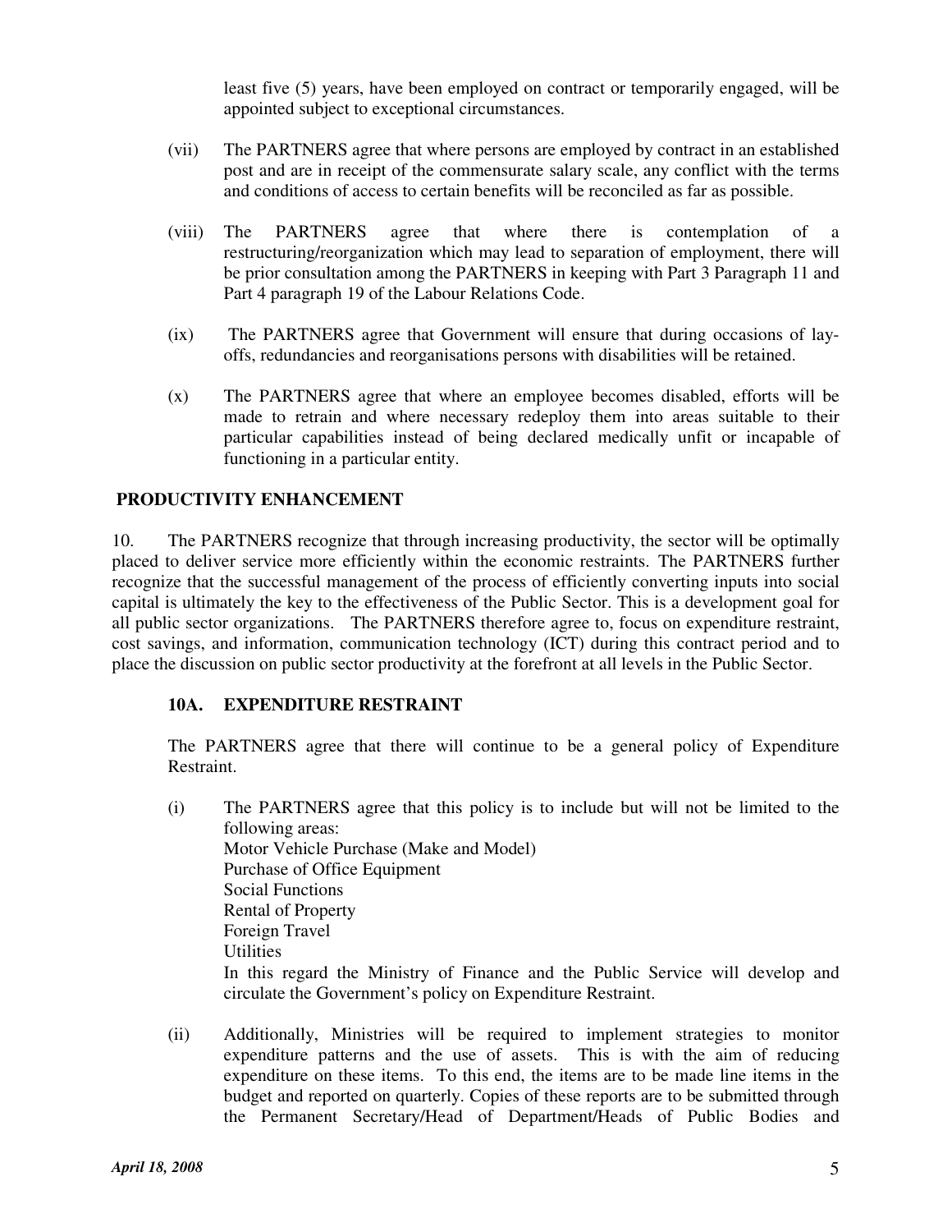least five (5) years, have been employed on contract or temporarily engaged, will be appointed subject to exceptional circumstances.

(vii) The PARTNERS agree that where persons are employed by contract in an established post and are in receipt of the commensurate salary scale, any conflict with the terms and conditions of access to certain benefits will be reconciled as far as possible.

(viii) The PARTNERS agree that where there is contemplation of a restructuring/reorganization which may lead to separation of employment, there will be prior consultation among the PARTNERS in keeping with Part 3 Paragraph 11 and Part 4 paragraph 19 of the Labour Relations Code.

(ix) The PARTNERS agree that Government will ensure that during occasions of lay-offs, redundancies and reorganisations persons with disabilities will be retained.

(x) The PARTNERS agree that where an employee becomes disabled, efforts will be made to retrain and where necessary redeploy them into areas suitable to their particular capabilities instead of being declared medically unfit or incapable of functioning in a particular entity.

## PRODUCTIVITY ENHANCEMENT

10. The PARTNERS recognize that through increasing productivity, the sector will be optimally placed to deliver service more efficiently within the economic restraints. The PARTNERS further recognize that the successful management of the process of efficiently converting inputs into social capital is ultimately the key to the effectiveness of the Public Sector. This is a development goal for all public sector organizations. The PARTNERS therefore agree to, focus on expenditure restraint, cost savings, and information, communication technology (ICT) during this contract period and to place the discussion on public sector productivity at the forefront at all levels in the Public Sector.

### 10A. EXPENDITURE RESTRAINT

The PARTNERS agree that there will continue to be a general policy of Expenditure Restraint.

(i) The PARTNERS agree that this policy is to include but will not be limited to the following areas:
Motor Vehicle Purchase (Make and Model)
Purchase of Office Equipment
Social Functions
Rental of Property
Foreign Travel
Utilities
In this regard the Ministry of Finance and the Public Service will develop and circulate the Government's policy on Expenditure Restraint.

(ii) Additionally, Ministries will be required to implement strategies to monitor expenditure patterns and the use of assets. This is with the aim of reducing expenditure on these items. To this end, the items are to be made line items in the budget and reported on quarterly. Copies of these reports are to be submitted through the Permanent Secretary/Head of Department/Heads of Public Bodies and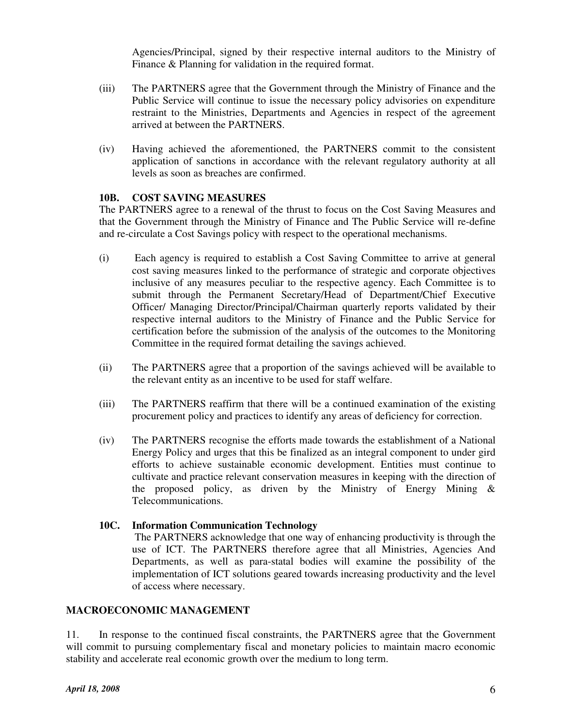Agencies/Principal, signed by their respective internal auditors to the Ministry of Finance & Planning for validation in the required format.

(iii) The PARTNERS agree that the Government through the Ministry of Finance and the Public Service will continue to issue the necessary policy advisories on expenditure restraint to the Ministries, Departments and Agencies in respect of the agreement arrived at between the PARTNERS.

(iv) Having achieved the aforementioned, the PARTNERS commit to the consistent application of sanctions in accordance with the relevant regulatory authority at all levels as soon as breaches are confirmed.

**10B. COST SAVING MEASURES**

The PARTNERS agree to a renewal of the thrust to focus on the Cost Saving Measures and that the Government through the Ministry of Finance and The Public Service will re-define and re-circulate a Cost Savings policy with respect to the operational mechanisms.

(i) Each agency is required to establish a Cost Saving Committee to arrive at general cost saving measures linked to the performance of strategic and corporate objectives inclusive of any measures peculiar to the respective agency. Each Committee is to submit through the Permanent Secretary/Head of Department/Chief Executive Officer/ Managing Director/Principal/Chairman quarterly reports validated by their respective internal auditors to the Ministry of Finance and the Public Service for certification before the submission of the analysis of the outcomes to the Monitoring Committee in the required format detailing the savings achieved.

(ii) The PARTNERS agree that a proportion of the savings achieved will be available to the relevant entity as an incentive to be used for staff welfare.

(iii) The PARTNERS reaffirm that there will be a continued examination of the existing procurement policy and practices to identify any areas of deficiency for correction.

(iv) The PARTNERS recognise the efforts made towards the establishment of a National Energy Policy and urges that this be finalized as an integral component to under gird efforts to achieve sustainable economic development. Entities must continue to cultivate and practice relevant conservation measures in keeping with the direction of the proposed policy, as driven by the Ministry of Energy Mining & Telecommunications.

**10C. Information Communication Technology**

The PARTNERS acknowledge that one way of enhancing productivity is through the use of ICT. The PARTNERS therefore agree that all Ministries, Agencies And Departments, as well as para-statal bodies will examine the possibility of the implementation of ICT solutions geared towards increasing productivity and the level of access where necessary.

**MACROECONOMIC MANAGEMENT**

11. In response to the continued fiscal constraints, the PARTNERS agree that the Government will commit to pursuing complementary fiscal and monetary policies to maintain macro economic stability and accelerate real economic growth over the medium to long term.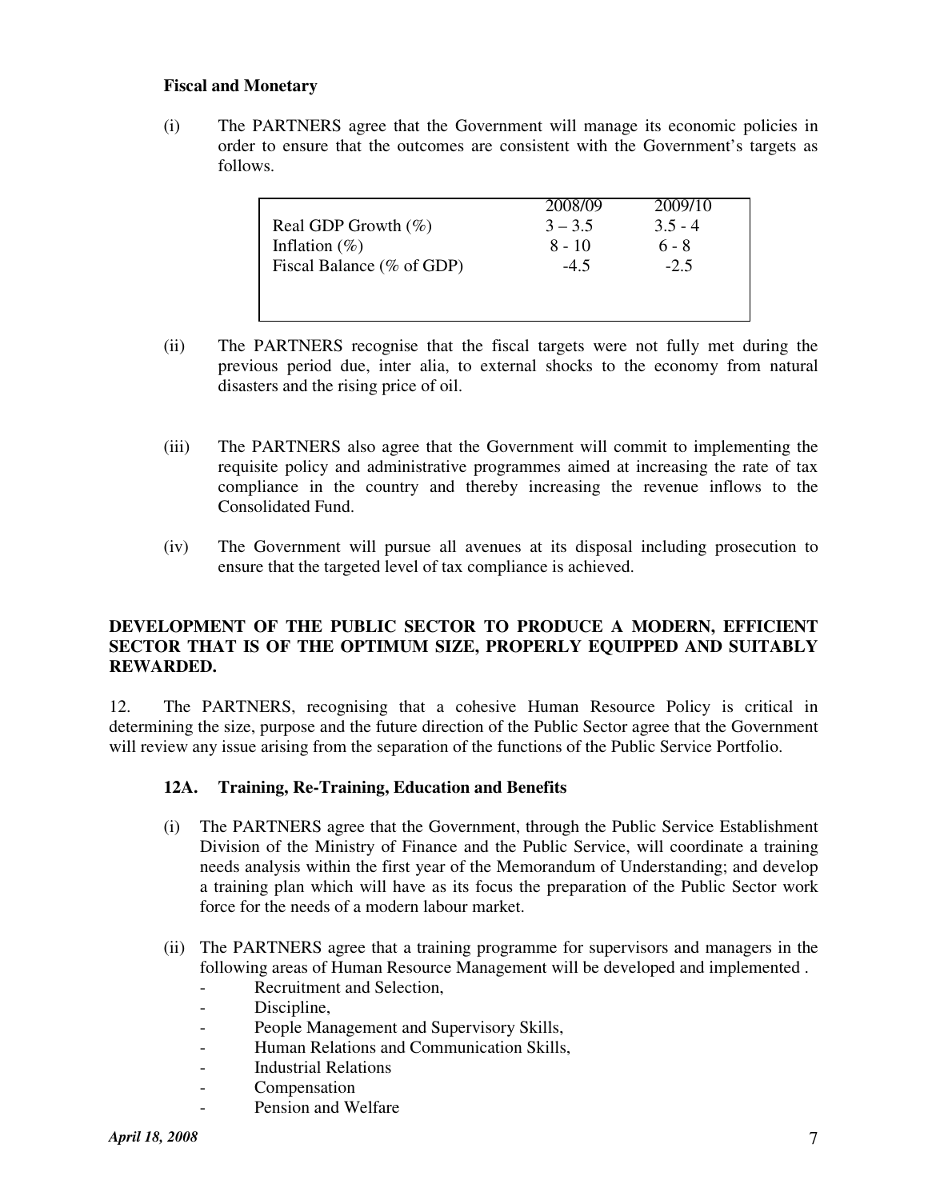**Fiscal and Monetary**

(i) The PARTNERS agree that the Government will manage its economic policies in order to ensure that the outcomes are consistent with the Government's targets as follows.

| | 2008/09 | 2009/10 |
|---|---|---|
| Real GDP Growth (%) | 3 – 3.5 | 3.5 - 4 |
| Inflation (%) | 8 - 10 | 6 - 8 |
| Fiscal Balance (% of GDP) | -4.5 | -2.5 |

(ii) The PARTNERS recognise that the fiscal targets were not fully met during the previous period due, inter alia, to external shocks to the economy from natural disasters and the rising price of oil.

(iii) The PARTNERS also agree that the Government will commit to implementing the requisite policy and administrative programmes aimed at increasing the rate of tax compliance in the country and thereby increasing the revenue inflows to the Consolidated Fund.

(iv) The Government will pursue all avenues at its disposal including prosecution to ensure that the targeted level of tax compliance is achieved.

**DEVELOPMENT OF THE PUBLIC SECTOR TO PRODUCE A MODERN, EFFICIENT SECTOR THAT IS OF THE OPTIMUM SIZE, PROPERLY EQUIPPED AND SUITABLY REWARDED.**

12. The PARTNERS, recognising that a cohesive Human Resource Policy is critical in determining the size, purpose and the future direction of the Public Sector agree that the Government will review any issue arising from the separation of the functions of the Public Service Portfolio.

**12A. Training, Re-Training, Education and Benefits**

(i) The PARTNERS agree that the Government, through the Public Service Establishment Division of the Ministry of Finance and the Public Service, will coordinate a training needs analysis within the first year of the Memorandum of Understanding; and develop a training plan which will have as its focus the preparation of the Public Sector work force for the needs of a modern labour market.

(ii) The PARTNERS agree that a training programme for supervisors and managers in the following areas of Human Resource Management will be developed and implemented .

- Recruitment and Selection,
- Discipline,
- People Management and Supervisory Skills,
- Human Relations and Communication Skills,
- Industrial Relations
- Compensation
- Pension and Welfare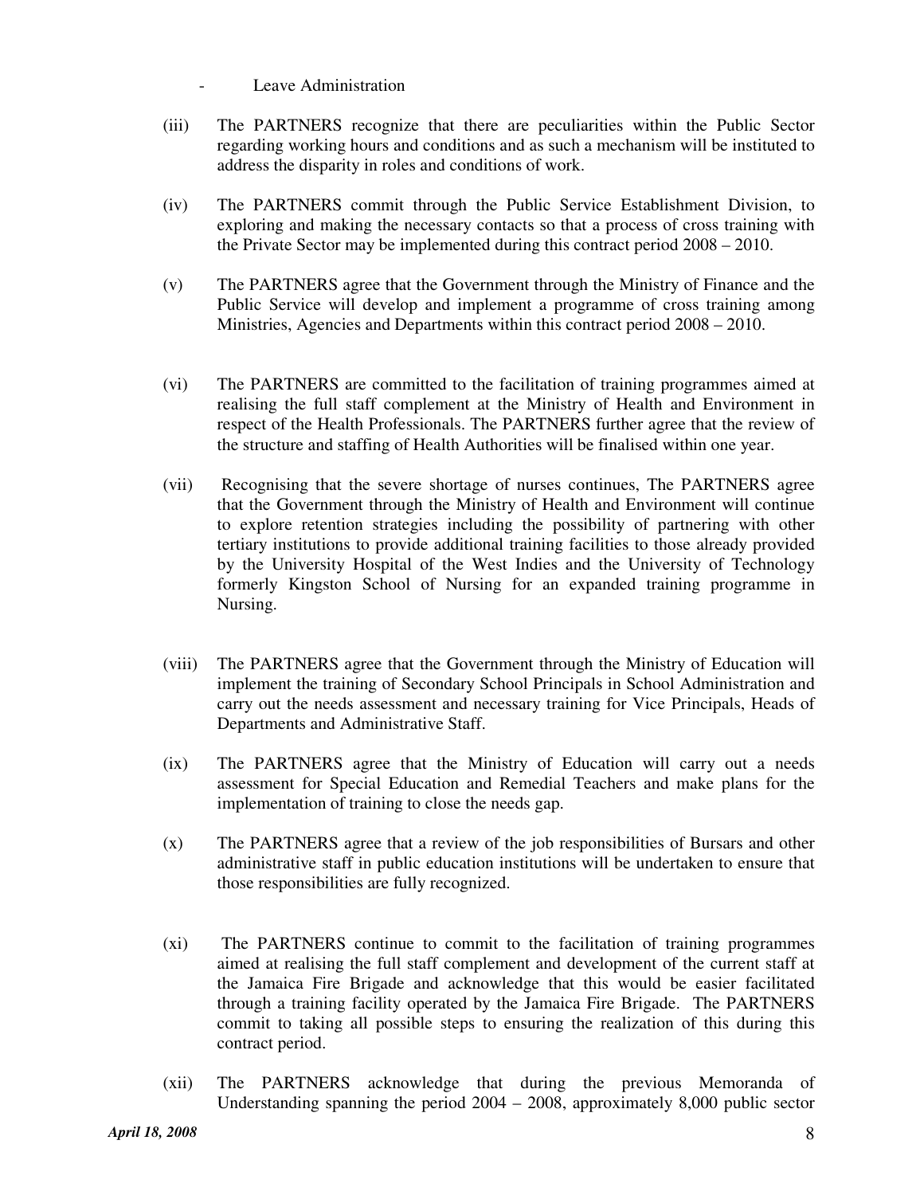- Leave Administration

(iii) The PARTNERS recognize that there are peculiarities within the Public Sector regarding working hours and conditions and as such a mechanism will be instituted to address the disparity in roles and conditions of work.

(iv) The PARTNERS commit through the Public Service Establishment Division, to exploring and making the necessary contacts so that a process of cross training with the Private Sector may be implemented during this contract period 2008 – 2010.

(v) The PARTNERS agree that the Government through the Ministry of Finance and the Public Service will develop and implement a programme of cross training among Ministries, Agencies and Departments within this contract period 2008 – 2010.

(vi) The PARTNERS are committed to the facilitation of training programmes aimed at realising the full staff complement at the Ministry of Health and Environment in respect of the Health Professionals. The PARTNERS further agree that the review of the structure and staffing of Health Authorities will be finalised within one year.

(vii) Recognising that the severe shortage of nurses continues, The PARTNERS agree that the Government through the Ministry of Health and Environment will continue to explore retention strategies including the possibility of partnering with other tertiary institutions to provide additional training facilities to those already provided by the University Hospital of the West Indies and the University of Technology formerly Kingston School of Nursing for an expanded training programme in Nursing.

(viii) The PARTNERS agree that the Government through the Ministry of Education will implement the training of Secondary School Principals in School Administration and carry out the needs assessment and necessary training for Vice Principals, Heads of Departments and Administrative Staff.

(ix) The PARTNERS agree that the Ministry of Education will carry out a needs assessment for Special Education and Remedial Teachers and make plans for the implementation of training to close the needs gap.

(x) The PARTNERS agree that a review of the job responsibilities of Bursars and other administrative staff in public education institutions will be undertaken to ensure that those responsibilities are fully recognized.

(xi) The PARTNERS continue to commit to the facilitation of training programmes aimed at realising the full staff complement and development of the current staff at the Jamaica Fire Brigade and acknowledge that this would be easier facilitated through a training facility operated by the Jamaica Fire Brigade. The PARTNERS commit to taking all possible steps to ensuring the realization of this during this contract period.

(xii) The PARTNERS acknowledge that during the previous Memoranda of Understanding spanning the period 2004 – 2008, approximately 8,000 public sector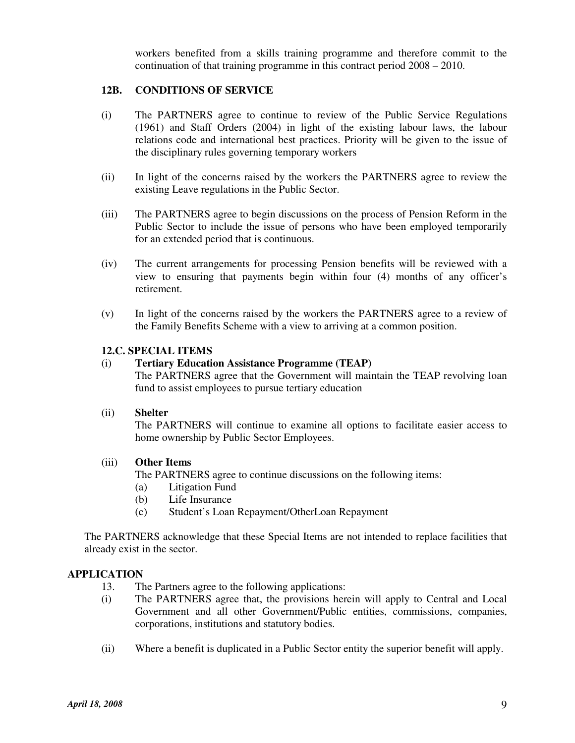workers benefited from a skills training programme and therefore commit to the continuation of that training programme in this contract period 2008 – 2010.

### 12B. CONDITIONS OF SERVICE

(i) The PARTNERS agree to continue to review of the Public Service Regulations (1961) and Staff Orders (2004) in light of the existing labour laws, the labour relations code and international best practices. Priority will be given to the issue of the disciplinary rules governing temporary workers

(ii) In light of the concerns raised by the workers the PARTNERS agree to review the existing Leave regulations in the Public Sector.

(iii) The PARTNERS agree to begin discussions on the process of Pension Reform in the Public Sector to include the issue of persons who have been employed temporarily for an extended period that is continuous.

(iv) The current arrangements for processing Pension benefits will be reviewed with a view to ensuring that payments begin within four (4) months of any officer's retirement.

(v) In light of the concerns raised by the workers the PARTNERS agree to a review of the Family Benefits Scheme with a view to arriving at a common position.

### 12.C. SPECIAL ITEMS

(i) **Tertiary Education Assistance Programme (TEAP)**
The PARTNERS agree that the Government will maintain the TEAP revolving loan fund to assist employees to pursue tertiary education

(ii) **Shelter**
The PARTNERS will continue to examine all options to facilitate easier access to home ownership by Public Sector Employees.

(iii) **Other Items**
The PARTNERS agree to continue discussions on the following items:
(a) Litigation Fund
(b) Life Insurance
(c) Student's Loan Repayment/OtherLoan Repayment

The PARTNERS acknowledge that these Special Items are not intended to replace facilities that already exist in the sector.

## APPLICATION

13. The Partners agree to the following applications:

(i) The PARTNERS agree that, the provisions herein will apply to Central and Local Government and all other Government/Public entities, commissions, companies, corporations, institutions and statutory bodies.

(ii) Where a benefit is duplicated in a Public Sector entity the superior benefit will apply.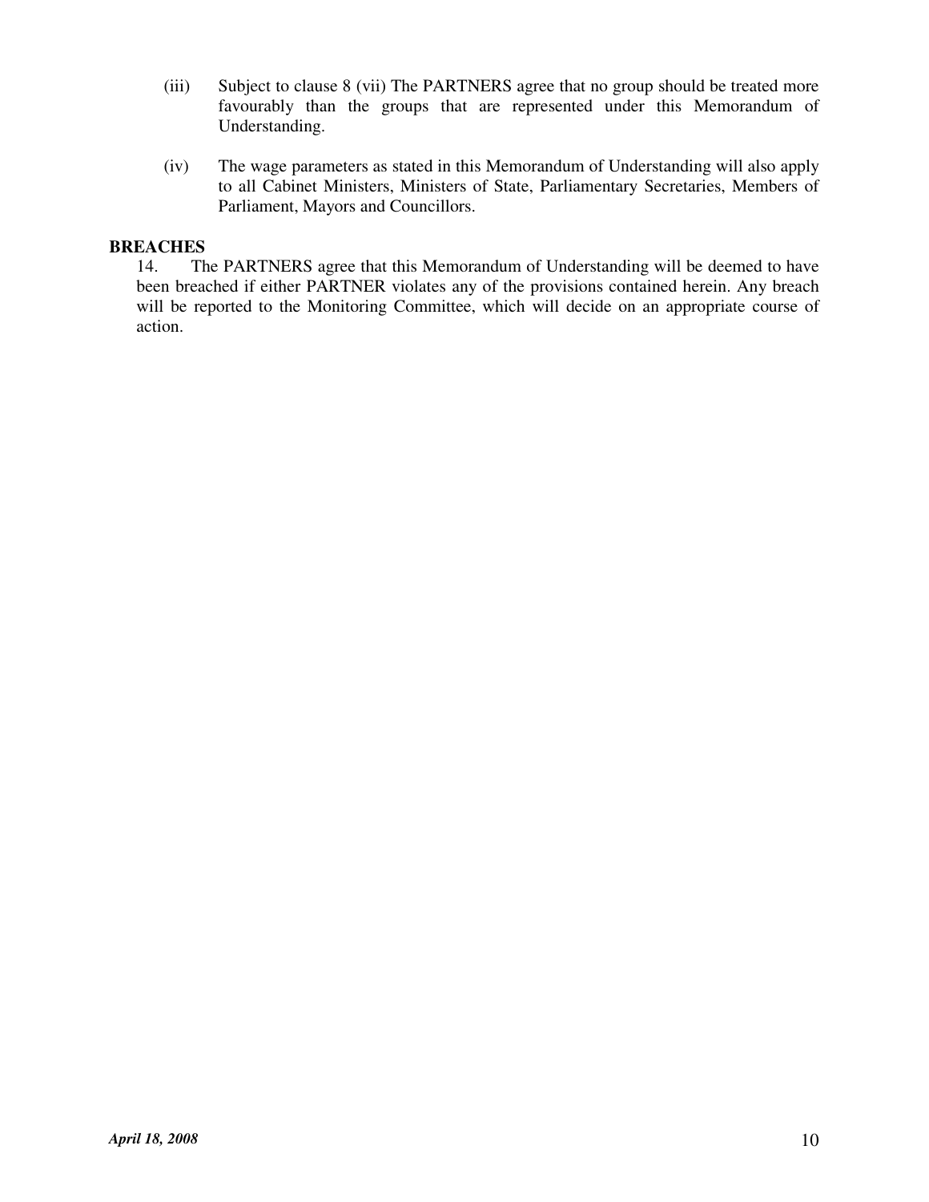(iii) Subject to clause 8 (vii) The PARTNERS agree that no group should be treated more favourably than the groups that are represented under this Memorandum of Understanding.

(iv) The wage parameters as stated in this Memorandum of Understanding will also apply to all Cabinet Ministers, Ministers of State, Parliamentary Secretaries, Members of Parliament, Mayors and Councillors.

**BREACHES**

14. The PARTNERS agree that this Memorandum of Understanding will be deemed to have been breached if either PARTNER violates any of the provisions contained herein. Any breach will be reported to the Monitoring Committee, which will decide on an appropriate course of action.